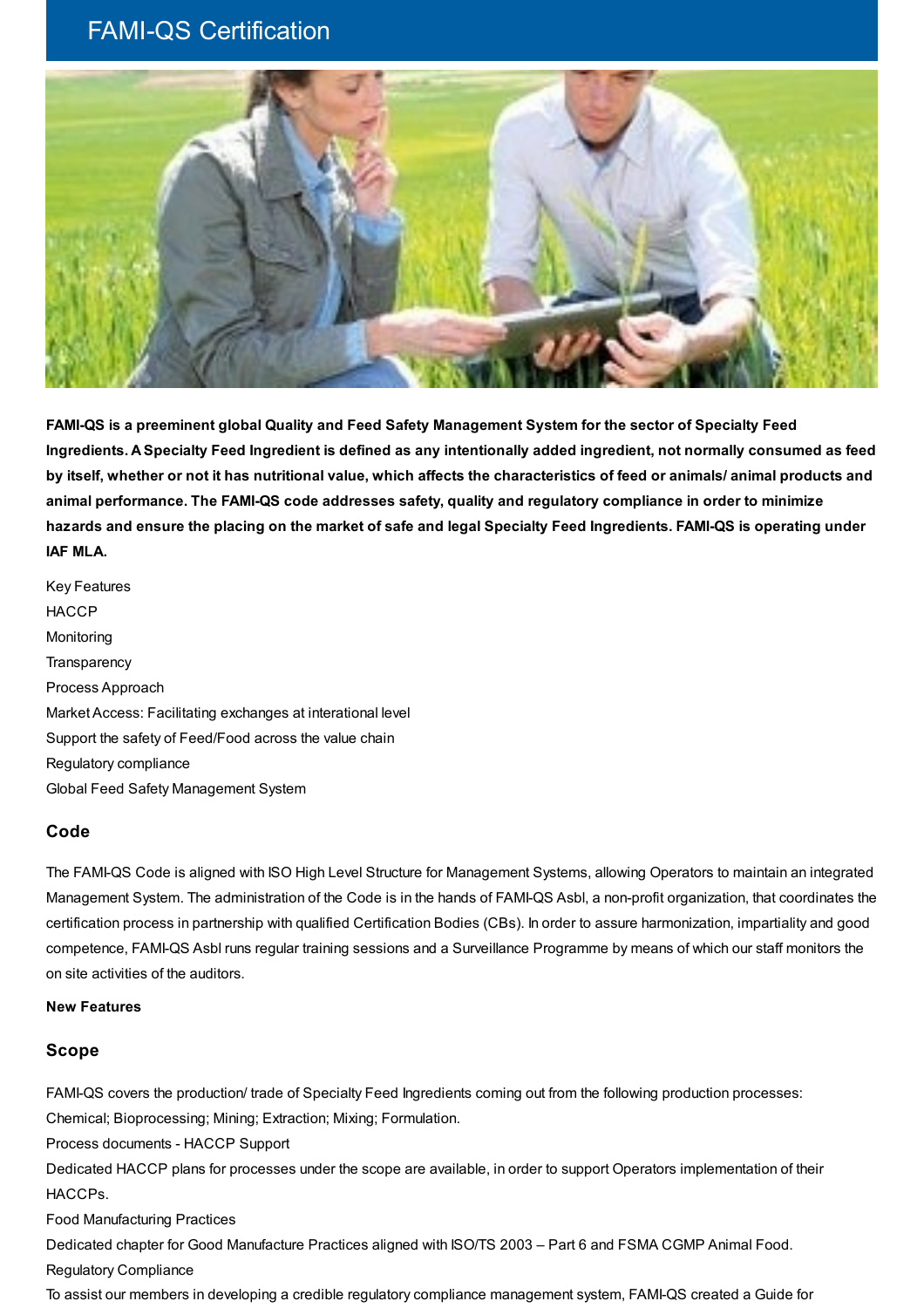# FAMI-QS Certification

**FAMI-QS is a preeminent global Quality and Feed Safety Management System for the sector of Specialty Feed Ingredients. A Specialty Feed Ingredient is defined as any intentionally added ingredient, not normally consumed as feed by itself, whether or not it has nutritional value, which affects the characteristics of feed or animals/ animal products and animal performance. The FAMI-QS code addresses safety, quality and regulatory compliance in order to minimize hazards and ensure the placing on the market of safe and legal Specialty Feed Ingredients. FAMI-QS is operating under IAF MLA.**

Key Features

HACCP

Monitoring

Transparency

Process Approach

Market Access: Facilitating exchanges at interational level

Support the safety of Feed/Food across the value chain

Regulatory compliance

Global Feed Safety Management System

## Code

The FAMI-QS Code is aligned with ISO High Level Structure for Management Systems, allowing Operators to maintain an integrated Management System. The administration of the Code is in the hands of FAMI-QS Asbl, a non-profit organization, that coordinates the certification process in partnership with qualified Certification Bodies (CBs). In order to assure harmonization, impartiality and good competence, FAMI-QS Asbl runs regular training sessions and a Surveillance Programme by means of which our staff monitors the on site activities of the auditors.

**New Features**

## Scope

FAMI-QS covers the production/ trade of Specialty Feed Ingredients coming out from the following production processes: Chemical; Bioprocessing; Mining; Extraction; Mixing; Formulation.

Process documents - HACCP Support

Dedicated HACCP plans for processes under the scope are available, in order to support Operators implementation of their HACCPs.

Food Manufacturing Practices

Dedicated chapter for Good Manufacture Practices aligned with ISO/TS 2003 – Part 6 and FSMA CGMP Animal Food.

Regulatory Compliance

To assist our members in developing a credible regulatory compliance management system, FAMI-QS created a Guide for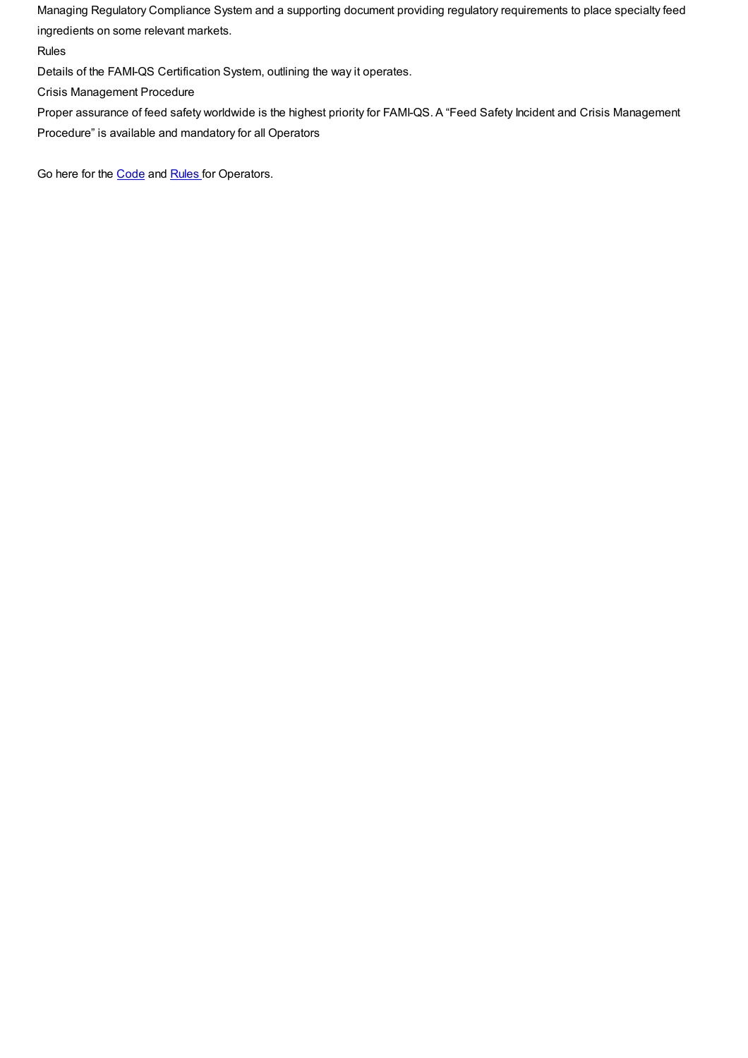Managing Regulatory Compliance System and a supporting document providing regulatory requirements to place specialty feed ingredients on some relevant markets.

Rules

Details of the FAMI-QS Certification System, outlining the way it operates.

Crisis Management Procedure

Proper assurance of feed safety worldwide is the highest priority for FAMI-QS. A "Feed Safety Incident and Crisis Management Procedure" is available and mandatory for all Operators

Go here for the Code and Rules for Operators.